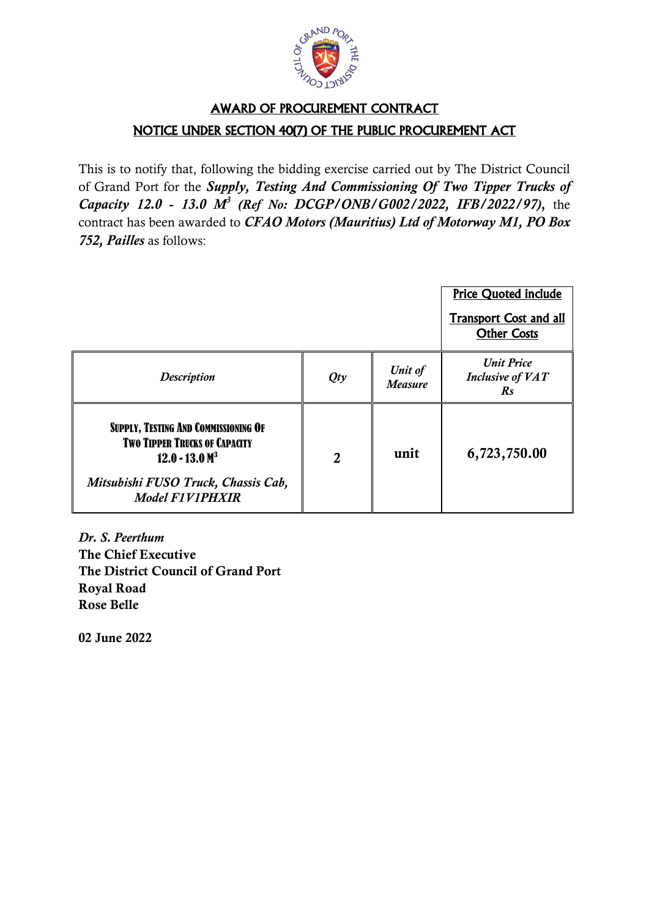## AWARD OF PROCUREMENT CONTRACT

## NOTICE UNDER SECTION 40(7) OF THE PUBLIC PROCUREMENT ACT

This is to notify that, following the bidding exercise carried out by The District Council of Grand Port for the ***Supply, Testing And Commissioning Of Two Tipper Trucks of Capacity 12.0 - 13.0 M³ (Ref No: DCGP/ONB/G002/2022, IFB/2022/97)***, the contract has been awarded to ***CFAO Motors (Mauritius) Ltd of Motorway M1, PO Box 752, Pailles*** as follows:

| | | | Price Quoted include Transport Cost and all Other Costs |
|---|---|---|---|
| *Description* | *Qty* | *Unit of Measure* | *Unit Price Inclusive of VAT Rs* |
| **SUPPLY, TESTING AND COMMISSIONING OF TWO TIPPER TRUCKS OF CAPACITY 12.0 - 13.0 M³** *Mitsubishi FUSO Truck, Chassis Cab, Model F1V1PHXIR* | **2** | **unit** | **6,723,750.00** |

*Dr. S. Peerthum*
**The Chief Executive**
**The District Council of Grand Port**
**Royal Road**
**Rose Belle**

**02 June 2022**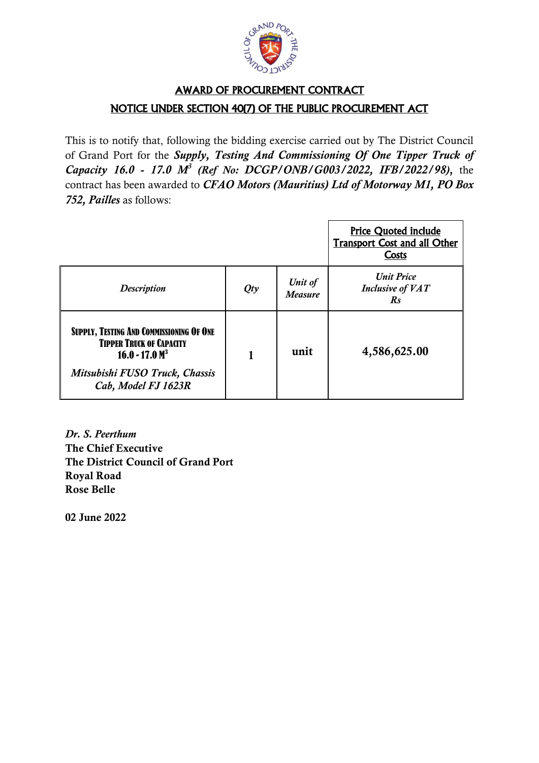## AWARD OF PROCUREMENT CONTRACT

## NOTICE UNDER SECTION 40(7) OF THE PUBLIC PROCUREMENT ACT

This is to notify that, following the bidding exercise carried out by The District Council of Grand Port for the ***Supply, Testing And Commissioning Of One Tipper Truck of Capacity 16.0 - 17.0 M$^3$ (Ref No: DCGP/ONB/G003/2022, IFB/2022/98)***, the contract has been awarded to ***CFAO Motors (Mauritius) Ltd of Motorway M1, PO Box 752, Pailles*** as follows:

| | | | Price Quoted include Transport Cost and all Other Costs |
|---|---|---|---|
| *Description* | *Qty* | *Unit of Measure* | *Unit Price Inclusive of VAT Rs* |
| **SUPPLY, TESTING AND COMMISSIONING OF ONE TIPPER TRUCK OF CAPACITY 16.0 - 17.0 M$^3$** *Mitsubishi FUSO Truck, Chassis Cab, Model FJ 1623R* | **1** | **unit** | **4,586,625.00** |

*Dr. S. Peerthum*
**The Chief Executive**
**The District Council of Grand Port**
**Royal Road**
**Rose Belle**

**02 June 2022**